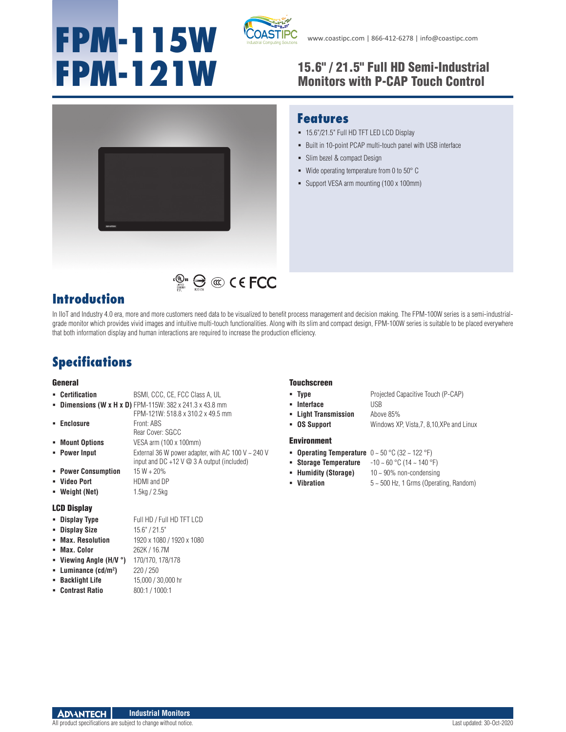# FPM-115W
# FPM-121W

www.coastipc.com | 866-412-6278 | info@coastipc.com

## 15.6" / 21.5" Full HD Semi-Industrial Monitors with P-CAP Touch Control

## Features

- 15.6"/21.5" Full HD TFT LED LCD Display
- Built in 10-point PCAP multi-touch panel with USB interface
- Slim bezel & compact Design
- Wide operating temperature from 0 to 50° C
- Support VESA arm mounting (100 x 100mm)

## Introduction

In IIoT and Industry 4.0 era, more and more customers need data to be visualized to benefit process management and decision making. The FPM-100W series is a semi-industrial-grade monitor which provides vivid images and intuitive multi-touch functionalities. Along with its slim and compact design, FPM-100W series is suitable to be placed everywhere that both information display and human interactions are required to increase the production efficiency.

## Specifications

### General

- **Certification** BSMI, CCC, CE, FCC Class A, UL
- **Dimensions (W x H x D)** FPM-115W: 382 x 241.3 x 43.8 mm
  FPM-121W: 518.8 x 310.2 x 49.5 mm
- **Enclosure** Front: ABS
  Rear Cover: SGCC
- **Mount Options** VESA arm (100 x 100mm)
- **Power Input** External 36 W power adapter, with AC 100 V ~ 240 V input and DC +12 V @ 3 A output (included)
- **Power Consumption** 15 W + 20%
- **Video Port** HDMI and DP
- **Weight (Net)** 1.5kg / 2.5kg

### LCD Display

- **Display Type** Full HD / Full HD TFT LCD
- **Display Size** 15.6" / 21.5"
- **Max. Resolution** 1920 x 1080 / 1920 x 1080
- **Max. Color** 262K / 16.7M
- **Viewing Angle (H/V °)** 170/170, 178/178
- **Luminance (cd/m²)** 220 / 250
- **Backlight Life** 15,000 / 30,000 hr
- **Contrast Ratio** 800:1 / 1000:1

### Touchscreen

- **Type** Projected Capacitive Touch (P-CAP)
- **Interface** USB
- **Light Transmission** Above 85%
- **OS Support** Windows XP, Vista,7, 8,10,XPe and Linux

### Environment

- **Operating Temperature** 0 ~ 50 °C (32 ~ 122 °F)
- **Storage Temperature** -10 ~ 60 °C (14 ~ 140 °F)
- **Humidity (Storage)** 10 ~ 90% non-condensing
- **Vibration** 5 ~ 500 Hz, 1 Grms (Operating, Random)

All product specifications are subject to change without notice.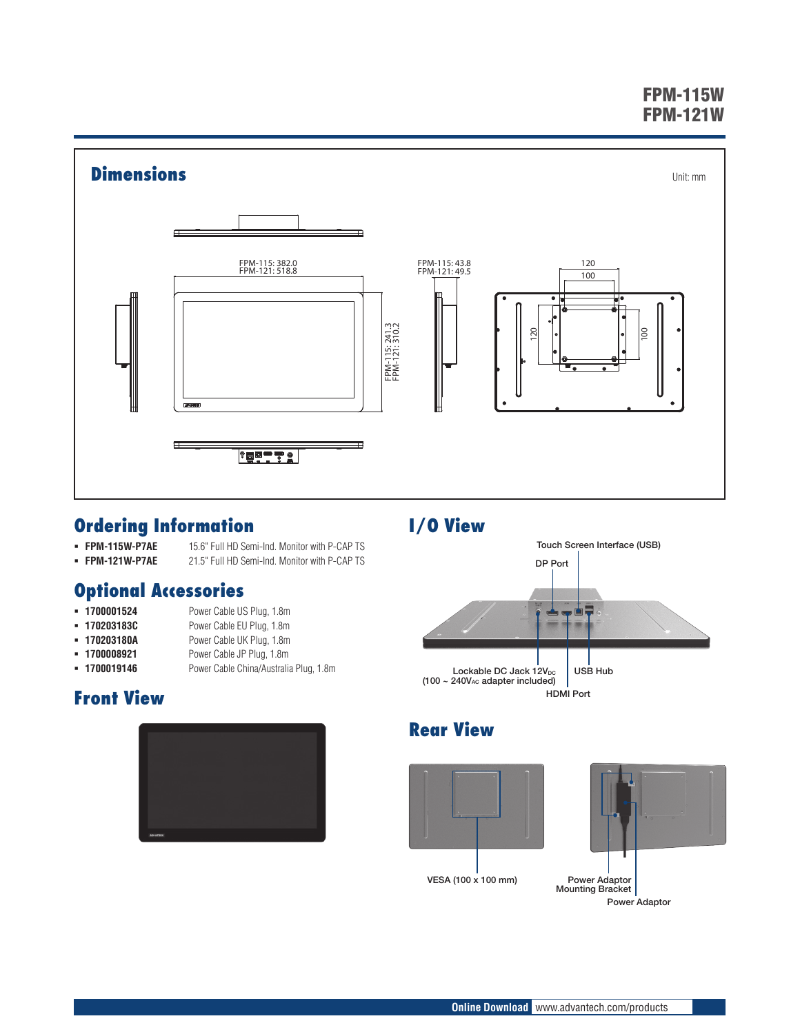# FPM-115W
# FPM-121W

## Dimensions

Unit: mm

FPM-115: 382.0
FPM-121: 518.8

FPM-115: 43.8
FPM-121: 49.5

FPM-115: 241.3
FPM-121: 310.2

120
100
120
100

## Ordering Information

- **FPM-115W-P7AE** 15.6" Full HD Semi-Ind. Monitor with P-CAP TS
- **FPM-121W-P7AE** 21.5" Full HD Semi-Ind. Monitor with P-CAP TS

## Optional Accessories

- **1700001524** Power Cable US Plug, 1.8m
- **170203183C** Power Cable EU Plug, 1.8m
- **170203180A** Power Cable UK Plug, 1.8m
- **1700008921** Power Cable JP Plug, 1.8m
- **1700019146** Power Cable China/Australia Plug, 1.8m

## Front View

## I/O View

Touch Screen Interface (USB)
DP Port
Lockable DC Jack 12V$_{DC}$
(100 ~ 240V$_{AC}$ adapter included)
USB Hub
HDMI Port

## Rear View

VESA (100 x 100 mm)
Power Adaptor Mounting Bracket
Power Adaptor

**Online Download** www.advantech.com/products